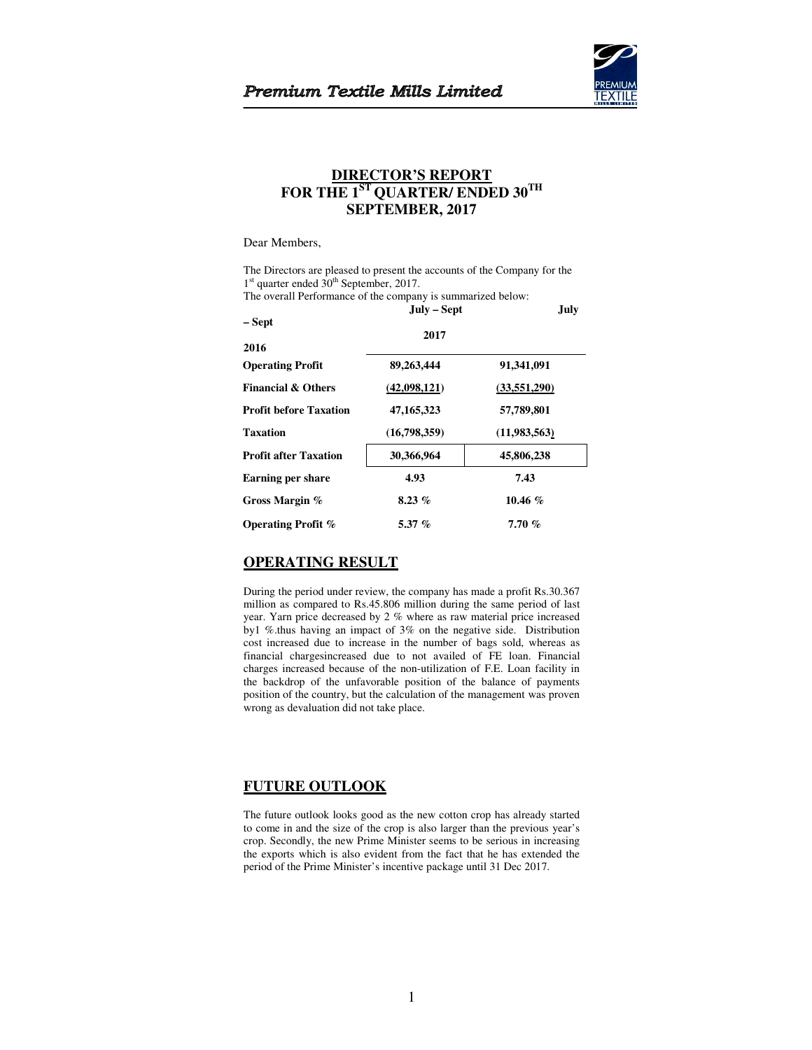# DIRECTOR'S REPORT
## FOR THE 1ST QUARTER/ ENDED 30TH SEPTEMBER, 2017

Dear Members,

The Directors are pleased to present the accounts of the Company for the 1st quarter ended 30th September, 2017.

The overall Performance of the company is summarized below:

| | July – Sept 2017 | July – Sept 2016 |
|---|---|---|
| **Operating Profit** | **89,263,444** | **91,341,091** |
| **Financial & Others** | **(42,098,121)** | **(33,551,290)** |
| **Profit before Taxation** | **47,165,323** | **57,789,801** |
| **Taxation** | **(16,798,359)** | **(11,983,563)** |
| **Profit after Taxation** | **30,366,964** | **45,806,238** |
| **Earning per share** | **4.93** | **7.43** |
| **Gross Margin %** | **8.23 %** | **10.46 %** |
| **Operating Profit %** | **5.37 %** | **7.70 %** |

## OPERATING RESULT

During the period under review, the company has made a profit Rs.30.367 million as compared to Rs.45.806 million during the same period of last year. Yarn price decreased by 2 % where as raw material price increased by1 %.thus having an impact of 3% on the negative side. Distribution cost increased due to increase in the number of bags sold, whereas as financial chargesincreased due to not availed of FE loan. Financial charges increased because of the non-utilization of F.E. Loan facility in the backdrop of the unfavorable position of the balance of payments position of the country, but the calculation of the management was proven wrong as devaluation did not take place.

## FUTURE OUTLOOK

The future outlook looks good as the new cotton crop has already started to come in and the size of the crop is also larger than the previous year's crop. Secondly, the new Prime Minister seems to be serious in increasing the exports which is also evident from the fact that he has extended the period of the Prime Minister's incentive package until 31 Dec 2017.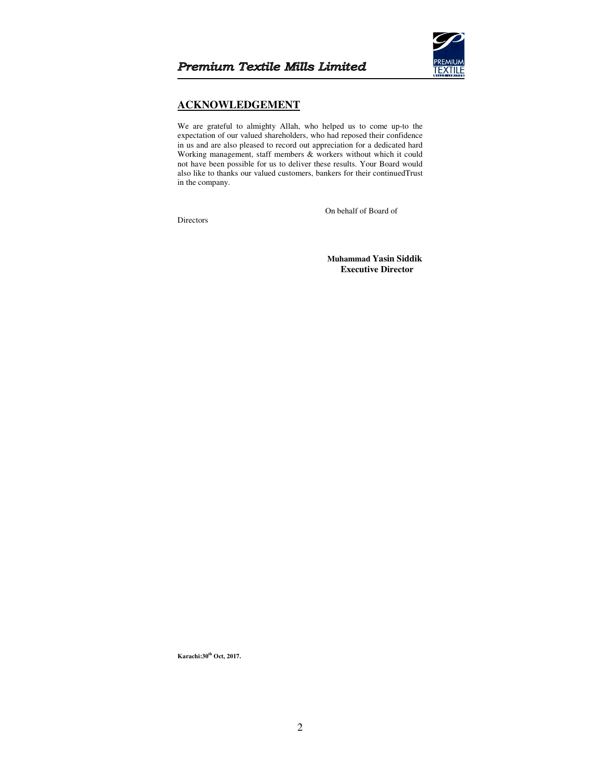## ACKNOWLEDGEMENT

We are grateful to almighty Allah, who helped us to come up-to the expectation of our valued shareholders, who had reposed their confidence in us and are also pleased to record out appreciation for a dedicated hard Working management, staff members & workers without which it could not have been possible for us to deliver these results. Your Board would also like to thanks our valued customers, bankers for their continuedTrust in the company.

On behalf of Board of Directors

**Muhammad Yasin Siddik**
**Executive Director**

**Karachi:30th Oct, 2017.**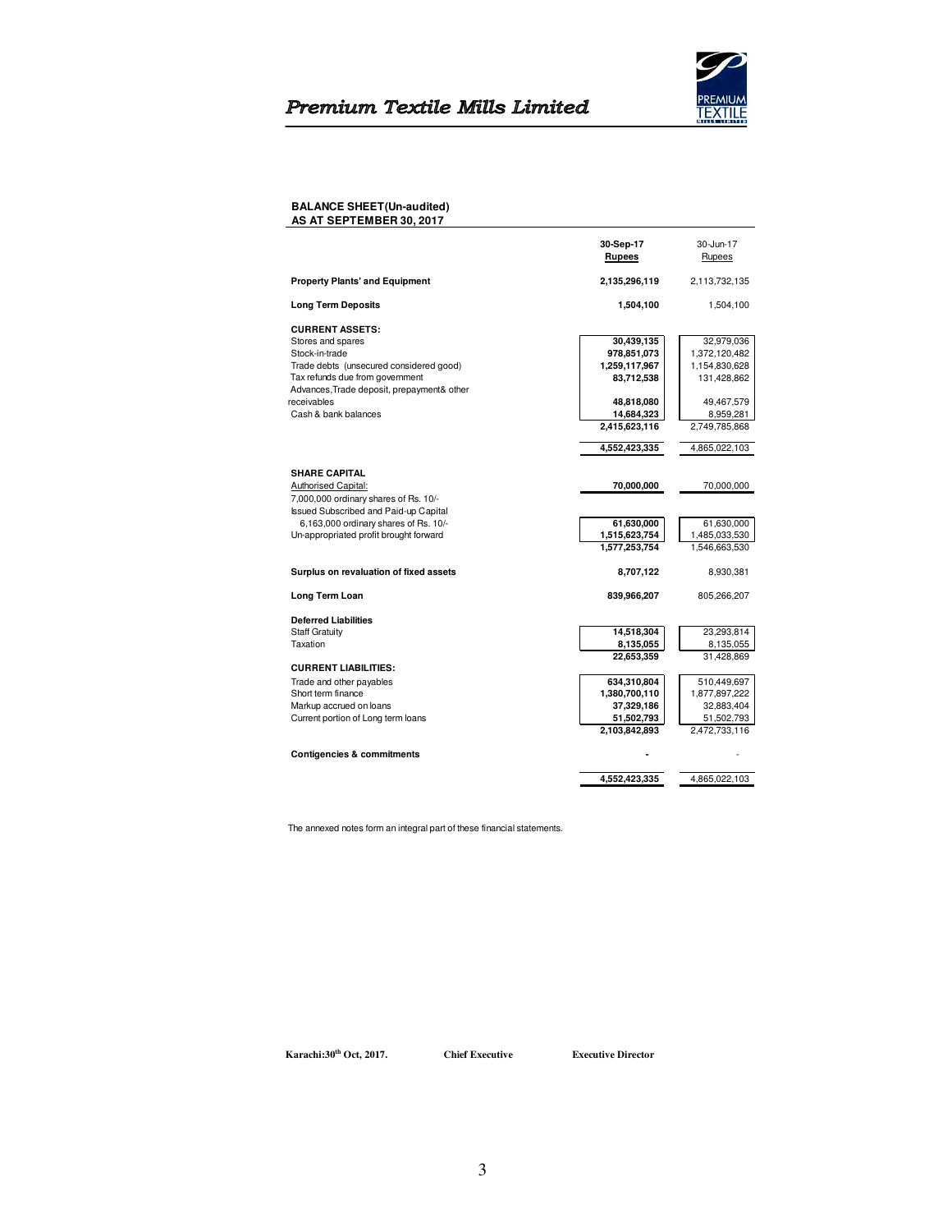# Premium Textile Mills Limited

**BALANCE SHEET(Un-audited)**
**AS AT SEPTEMBER 30, 2017**

| | 30-Sep-17 Rupees | 30-Jun-17 Rupees |
|---|---|---|
| **Property Plants' and Equipment** | **2,135,296,119** | 2,113,732,135 |
| **Long Term Deposits** | **1,504,100** | 1,504,100 |
| **CURRENT ASSETS:** | | |
| Stores and spares | **30,439,135** | 32,979,036 |
| Stock-in-trade | **978,851,073** | 1,372,120,482 |
| Trade debts (unsecured considered good) | **1,259,117,967** | 1,154,830,628 |
| Tax refunds due from government | **83,712,538** | 131,428,862 |
| Advances,Trade deposit, prepayment& other receivables | **48,818,080** | 49,467,579 |
| Cash & bank balances | **14,684,323** | 8,959,281 |
| | **2,415,623,116** | 2,749,785,868 |
| | **4,552,423,335** | 4,865,022,103 |
| **SHARE CAPITAL** | | |
| Authorised Capital: | **70,000,000** | 70,000,000 |
| 7,000,000 ordinary shares of Rs. 10/- | | |
| Issued Subscribed and Paid-up Capital | | |
| 6,163,000 ordinary shares of Rs. 10/- | **61,630,000** | 61,630,000 |
| Un-appropriated profit brought forward | **1,515,623,754** | 1,485,033,530 |
| | **1,577,253,754** | 1,546,663,530 |
| **Surplus on revaluation of fixed assets** | **8,707,122** | 8,930,381 |
| **Long Term Loan** | **839,966,207** | 805,266,207 |
| **Deferred Liabilities** | | |
| Staff Gratuity | **14,518,304** | 23,293,814 |
| Taxation | **8,135,055** | 8,135,055 |
| | **22,653,359** | 31,428,869 |
| **CURRENT LIABILITIES:** | | |
| Trade and other payables | **634,310,804** | 510,449,697 |
| Short term finance | **1,380,700,110** | 1,877,897,222 |
| Markup accrued on loans | **37,329,186** | 32,883,404 |
| Current portion of Long term loans | **51,502,793** | 51,502,793 |
| | **2,103,842,893** | 2,472,733,116 |
| **Contigencies & commitments** | **-** | - |
| | **4,552,423,335** | 4,865,022,103 |

The annexed notes form an integral part of these financial statements.

**Karachi:30th Oct, 2017.** **Chief Executive** **Executive Director**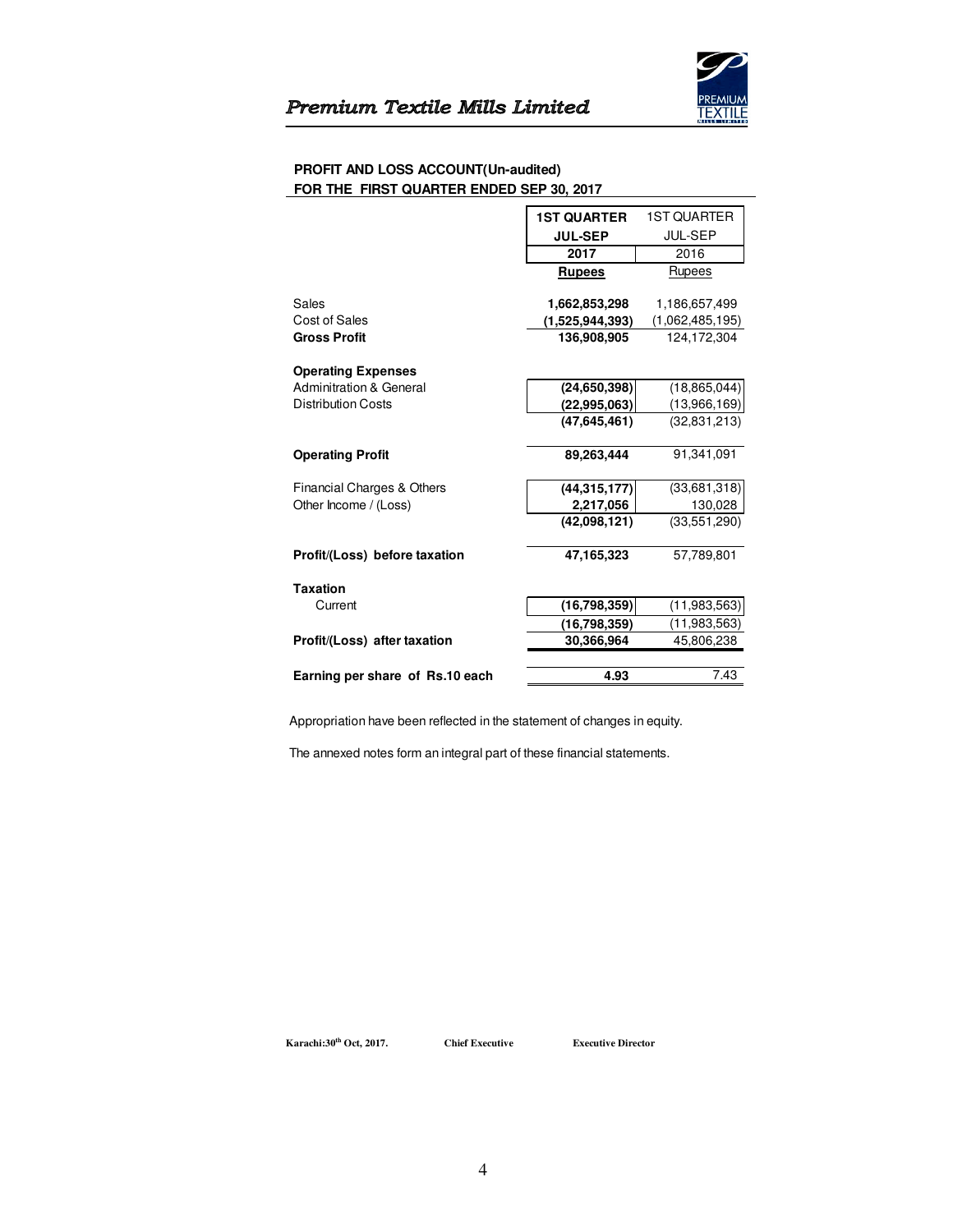## PROFIT AND LOSS ACCOUNT(Un-audited)
## FOR THE FIRST QUARTER ENDED SEP 30, 2017

| | 1ST QUARTER JUL-SEP 2017 | 1ST QUARTER JUL-SEP 2016 |
|---|---|---|
| | **Rupees** | Rupees |
| Sales | **1,662,853,298** | 1,186,657,499 |
| Cost of Sales | **(1,525,944,393)** | (1,062,485,195) |
| **Gross Profit** | **136,908,905** | 124,172,304 |
| **Operating Expenses** | | |
| Adminitration & General | **(24,650,398)** | (18,865,044) |
| Distribution Costs | **(22,995,063)** | (13,966,169) |
| | **(47,645,461)** | (32,831,213) |
| **Operating Profit** | **89,263,444** | 91,341,091 |
| Financial Charges & Others | **(44,315,177)** | (33,681,318) |
| Other Income / (Loss) | **2,217,056** | 130,028 |
| | **(42,098,121)** | (33,551,290) |
| **Profit/(Loss) before taxation** | **47,165,323** | 57,789,801 |
| **Taxation** | | |
| Current | **(16,798,359)** | (11,983,563) |
| | **(16,798,359)** | (11,983,563) |
| **Profit/(Loss) after taxation** | **30,366,964** | 45,806,238 |
| **Earning per share of Rs.10 each** | **4.93** | 7.43 |

Appropriation have been reflected in the statement of changes in equity.

The annexed notes form an integral part of these financial statements.

**Karachi:30th Oct, 2017.** **Chief Executive** **Executive Director**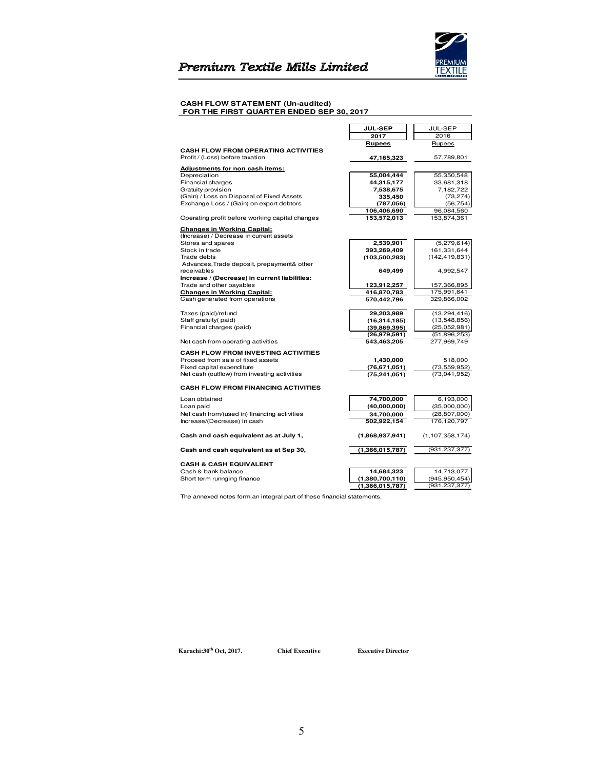# Premium Textile Mills Limited

**CASH FLOW STATEMENT (Un-audited)**
**FOR THE FIRST QUARTER ENDED SEP 30, 2017**

| | JUL-SEP 2017 Rupees | JUL-SEP 2016 Rupees |
|---|---|---|
| **CASH FLOW FROM OPERATING ACTIVITIES** | | |
| Profit / (Loss) before taxation | **47,165,323** | 57,789,801 |
| **Adjustments for non cash items:** | | |
| Depreciation | **55,004,444** | 55,350,548 |
| Financial charges | **44,315,177** | 33,681,318 |
| Gratuity provision | **7,538,675** | 7,182,722 |
| (Gain) / Loss on Disposal of Fixed Assets | **335,450** | (73,274) |
| Exchange Loss / (Gain) on export debtors | **(787,056)** | (56,754) |
| | **106,406,690** | 96,084,560 |
| Operating profit before working capital changes | **153,572,013** | 153,874,361 |
| **Changes in Working Capital:** | | |
| (Increase) / Decrease in current assets | | |
| Stores and spares | **2,539,901** | (5,279,614) |
| Stock in trade | **393,269,409** | 161,331,644 |
| Trade debts | **(103,500,283)** | (142,419,831) |
| Advances,Trade deposit, prepayment& other receivables | **649,499** | 4,992,547 |
| **Increase / (Decrease) in current liabilities:** | | |
| Trade and other payables | **123,912,257** | 157,366,895 |
| **Changes in Working Capital:** | **416,870,783** | 175,991,641 |
| Cash generated from operations | **570,442,796** | 329,866,002 |
| Taxes (paid)/refund | **29,203,989** | (13,294,416) |
| Staff gratuity( paid) | **(16,314,185)** | (13,548,856) |
| Financial charges (paid) | **(39,869,395)** | (25,052,981) |
| | **(26,979,591)** | (51,896,253) |
| Net cash from operating activities | **543,463,205** | 277,969,749 |
| **CASH FLOW FROM INVESTING ACTIVITIES** | | |
| Proceed from sale of fixed assets | **1,430,000** | 518,000 |
| Fixed capital expenditure | **(76,671,051)** | (73,559,952) |
| Net cash (outflow) from investing activities | **(75,241,051)** | (73,041,952) |
| **CASH FLOW FROM FINANCING ACTIVITIES** | | |
| Loan obtained | **74,700,000** | 6,193,000 |
| Loan paid | **(40,000,000)** | (35,000,000) |
| Net cash from/(used in) financing activities | **34,700,000** | (28,807,000) |
| Increase/(Decrease) in cash | **502,922,154** | 176,120,797 |
| **Cash and cash equivalent as at July 1,** | **(1,868,937,941)** | (1,107,358,174) |
| **Cash and cash equivalent as at Sep 30,** | **(1,366,015,787)** | (931,237,377) |
| **CASH & CASH EQUIVALENT** | | |
| Cash & bank balance | **14,684,323** | 14,713,077 |
| Short term runnging finance | **(1,380,700,110)** | (945,950,454) |
| | **(1,366,015,787)** | (931,237,377) |

The annexed notes form an integral part of these financial statements.

**Karachi:30th Oct, 2017.** **Chief Executive** **Executive Director**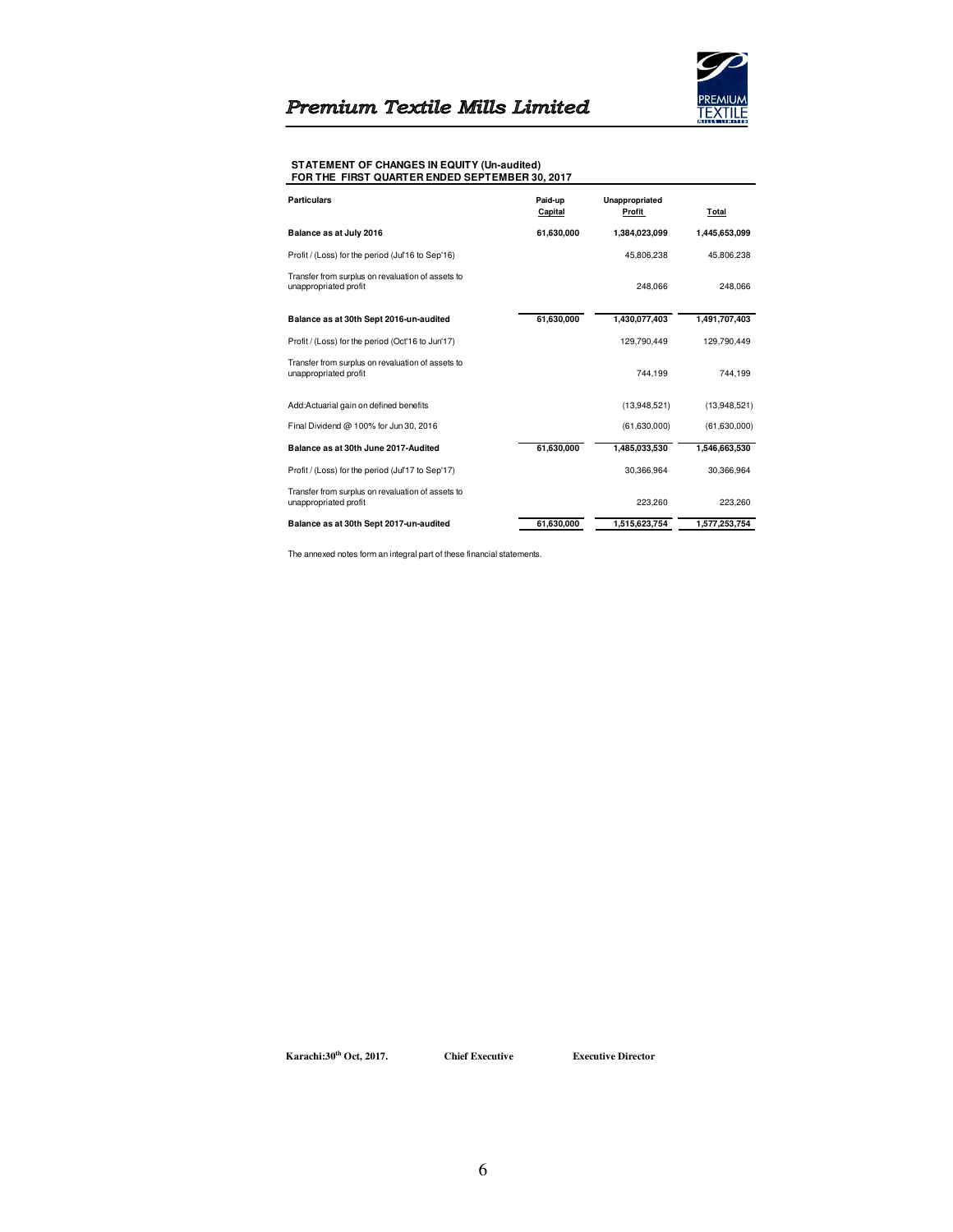# Premium Textile Mills Limited

**STATEMENT OF CHANGES IN EQUITY (Un-audited)**
**FOR THE FIRST QUARTER ENDED SEPTEMBER 30, 2017**

| Particulars | Paid-up Capital | Unappropriated Profit | Total |
|---|---|---|---|
| **Balance as at July 2016** | **61,630,000** | **1,384,023,099** | **1,445,653,099** |
| Profit / (Loss) for the period (Jul'16 to Sep'16) | | 45,806,238 | 45,806,238 |
| Transfer from surplus on revaluation of assets to unappropriated profit | | 248,066 | 248,066 |
| **Balance as at 30th Sept 2016-un-audited** | **61,630,000** | **1,430,077,403** | **1,491,707,403** |
| Profit / (Loss) for the period (Oct'16 to Jun'17) | | 129,790,449 | 129,790,449 |
| Transfer from surplus on revaluation of assets to unappropriated profit | | 744,199 | 744,199 |
| Add:Actuarial gain on defined benefits | | (13,948,521) | (13,948,521) |
| Final Dividend @ 100% for Jun 30, 2016 | | (61,630,000) | (61,630,000) |
| **Balance as at 30th June 2017-Audited** | **61,630,000** | **1,485,033,530** | **1,546,663,530** |
| Profit / (Loss) for the period (Jul'17 to Sep'17) | | 30,366,964 | 30,366,964 |
| Transfer from surplus on revaluation of assets to unappropriated profit | | 223,260 | 223,260 |
| **Balance as at 30th Sept 2017-un-audited** | **61,630,000** | **1,515,623,754** | **1,577,253,754** |

The annexed notes form an integral part of these financial statements.

**Karachi:30th Oct, 2017.** **Chief Executive** **Executive Director**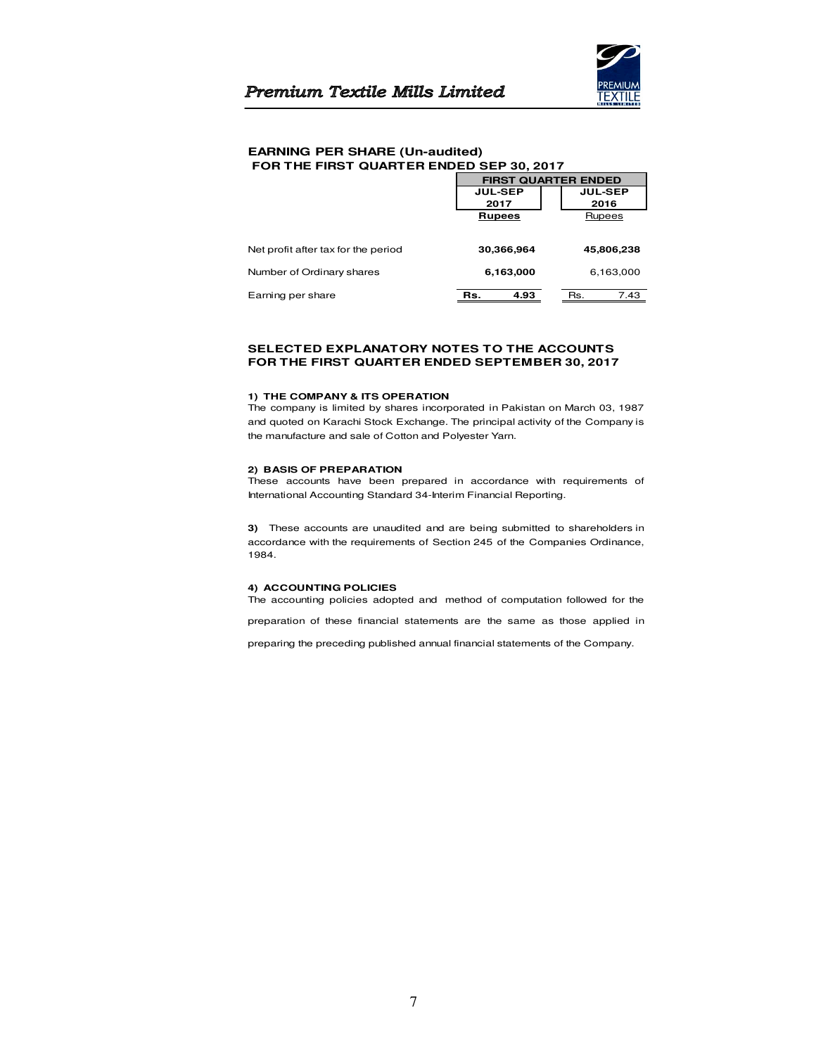# EARNING PER SHARE (Un-audited)
## FOR THE FIRST QUARTER ENDED SEP 30, 2017

| | FIRST QUARTER ENDED | |
|---|---|---|
| | **JUL-SEP 2017** | **JUL-SEP 2016** |
| | **Rupees** | Rupees |
| Net profit after tax for the period | **30,366,964** | **45,806,238** |
| Number of Ordinary shares | **6,163,000** | 6,163,000 |
| Earning per share | **Rs. 4.93** | Rs. 7.43 |

## SELECTED EXPLANATORY NOTES TO THE ACCOUNTS FOR THE FIRST QUARTER ENDED SEPTEMBER 30, 2017

**1) THE COMPANY & ITS OPERATION**

The company is limited by shares incorporated in Pakistan on March 03, 1987 and quoted on Karachi Stock Exchange. The principal activity of the Company is the manufacture and sale of Cotton and Polyester Yarn.

**2) BASIS OF PREPARATION**

These accounts have been prepared in accordance with requirements of International Accounting Standard 34-Interim Financial Reporting.

**3)** These accounts are unaudited and are being submitted to shareholders in accordance with the requirements of Section 245 of the Companies Ordinance, 1984.

**4) ACCOUNTING POLICIES**

The accounting policies adopted and method of computation followed for the preparation of these financial statements are the same as those applied in preparing the preceding published annual financial statements of the Company.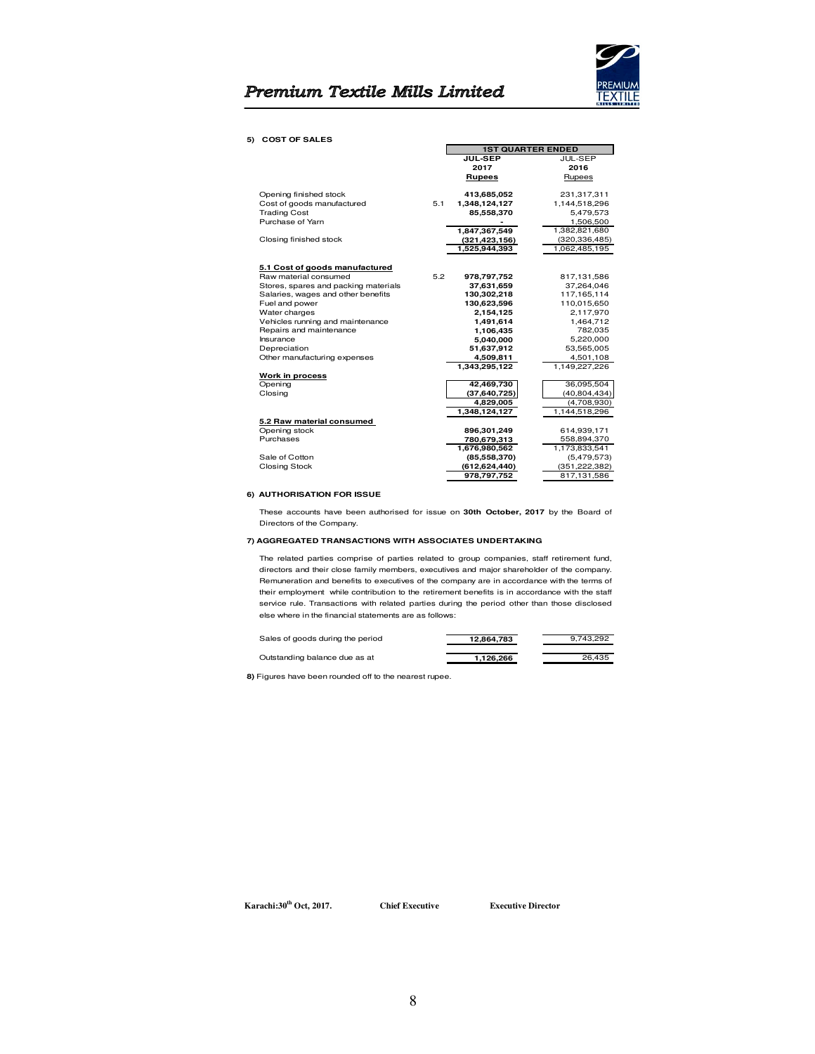### 5) COST OF SALES

| | | 1ST QUARTER ENDED | |
|---|---|---|---|
| | | **JUL-SEP 2017** | JUL-SEP 2016 |
| | | **Rupees** | Rupees |
| Opening finished stock | | **413,685,052** | 231,317,311 |
| Cost of goods manufactured | 5.1 | **1,348,124,127** | 1,144,518,296 |
| Trading Cost | | **85,558,370** | 5,479,573 |
| Purchase of Yarn | | **-** | 1,506,500 |
| | | **1,847,367,549** | 1,382,821,680 |
| Closing finished stock | | **(321,423,156)** | (320,336,485) |
| | | **1,525,944,393** | 1,062,485,195 |
| **5.1 Cost of goods manufactured** | | | |
| Raw material consumed | 5.2 | **978,797,752** | 817,131,586 |
| Stores, spares and packing materials | | **37,631,659** | 37,264,046 |
| Salaries, wages and other benefits | | **130,302,218** | 117,165,114 |
| Fuel and power | | **130,623,596** | 110,015,650 |
| Water charges | | **2,154,125** | 2,117,970 |
| Vehicles running and maintenance | | **1,491,614** | 1,464,712 |
| Repairs and maintenance | | **1,106,435** | 782,035 |
| Insurance | | **5,040,000** | 5,220,000 |
| Depreciation | | **51,637,912** | 53,565,005 |
| Other manufacturing expenses | | **4,509,811** | 4,501,108 |
| | | **1,343,295,122** | 1,149,227,226 |
| **Work in process** | | | |
| Opening | | **42,469,730** | 36,095,504 |
| Closing | | **(37,640,725)** | (40,804,434) |
| | | **4,829,005** | (4,708,930) |
| | | **1,348,124,127** | 1,144,518,296 |
| **5.2 Raw material consumed** | | | |
| Opening stock | | **896,301,249** | 614,939,171 |
| Purchases | | **780,679,313** | 558,894,370 |
| | | **1,676,980,562** | 1,173,833,541 |
| Sale of Cotton | | **(85,558,370)** | (5,479,573) |
| Closing Stock | | **(612,624,440)** | (351,222,382) |
| | | **978,797,752** | 817,131,586 |

### 6) AUTHORISATION FOR ISSUE

These accounts have been authorised for issue on **30th October, 2017** by the Board of Directors of the Company.

### 7) AGGREGATED TRANSACTIONS WITH ASSOCIATES UNDERTAKING

The related parties comprise of parties related to group companies, staff retirement fund, directors and their close family members, executives and major shareholder of the company. Remuneration and benefits to executives of the company are in accordance with the terms of their employment while contribution to the retirement benefits is in accordance with the staff service rule. Transactions with related parties during the period other than those disclosed else where in the financial statements are as follows:

| | | |
|---|---|---|
| Sales of goods during the period | **12,864,783** | 9,743,292 |
| Outstanding balance due as at | **1,126,266** | 26,435 |

**8)** Figures have been rounded off to the nearest rupee.

**Karachi:30th Oct, 2017.** **Chief Executive** **Executive Director**